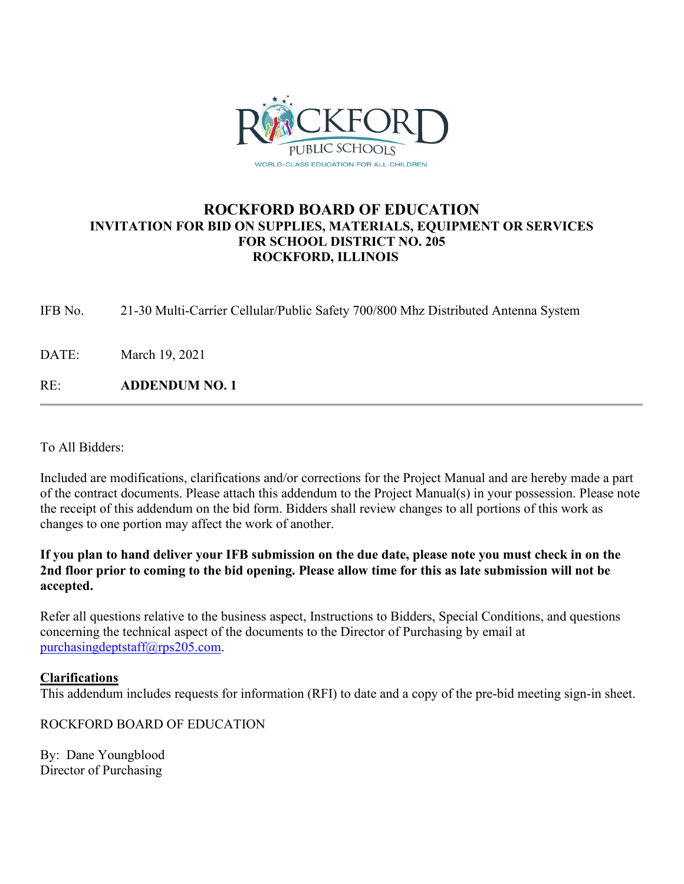ROCKFORD PUBLIC SCHOOLS

WORLD-CLASS EDUCATION FOR ALL CHILDREN

# ROCKFORD BOARD OF EDUCATION

## INVITATION FOR BID ON SUPPLIES, MATERIALS, EQUIPMENT OR SERVICES FOR SCHOOL DISTRICT NO. 205 ROCKFORD, ILLINOIS

IFB No. 21-30 Multi-Carrier Cellular/Public Safety 700/800 Mhz Distributed Antenna System

DATE: March 19, 2021

RE: **ADDENDUM NO. 1**

---

To All Bidders:

Included are modifications, clarifications and/or corrections for the Project Manual and are hereby made a part of the contract documents. Please attach this addendum to the Project Manual(s) in your possession. Please note the receipt of this addendum on the bid form. Bidders shall review changes to all portions of this work as changes to one portion may affect the work of another.

**If you plan to hand deliver your IFB submission on the due date, please note you must check in on the 2nd floor prior to coming to the bid opening. Please allow time for this as late submission will not be accepted.**

Refer all questions relative to the business aspect, Instructions to Bidders, Special Conditions, and questions concerning the technical aspect of the documents to the Director of Purchasing by email at purchasingdeptstaff@rps205.com.

**Clarifications**

This addendum includes requests for information (RFI) to date and a copy of the pre-bid meeting sign-in sheet.

ROCKFORD BOARD OF EDUCATION

By: Dane Youngblood
Director of Purchasing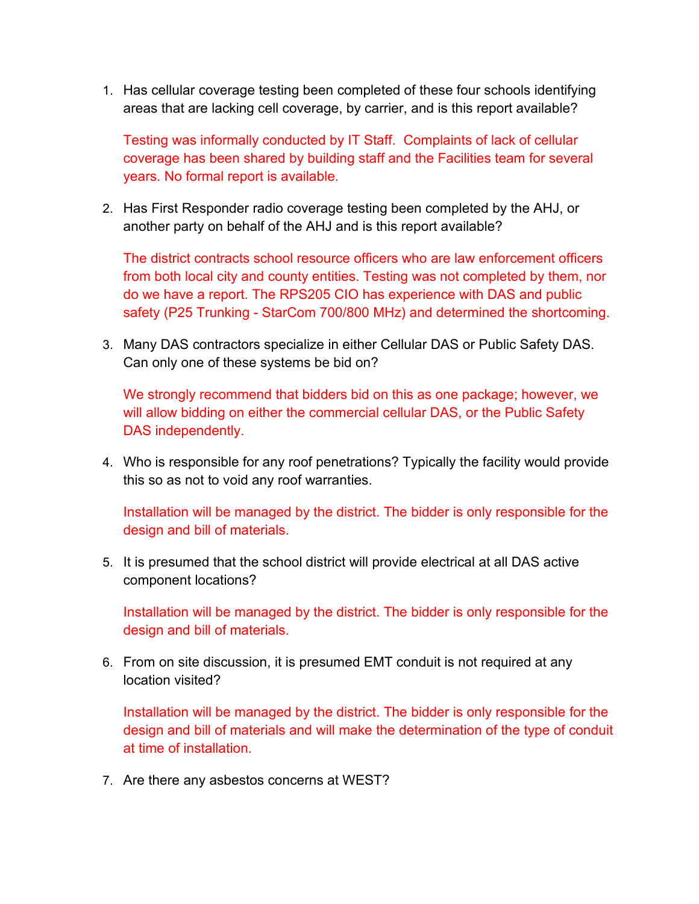1. Has cellular coverage testing been completed of these four schools identifying areas that are lacking cell coverage, by carrier, and is this report available?

   Testing was informally conducted by IT Staff. Complaints of lack of cellular coverage has been shared by building staff and the Facilities team for several years. No formal report is available.

2. Has First Responder radio coverage testing been completed by the AHJ, or another party on behalf of the AHJ and is this report available?

   The district contracts school resource officers who are law enforcement officers from both local city and county entities. Testing was not completed by them, nor do we have a report. The RPS205 CIO has experience with DAS and public safety (P25 Trunking - StarCom 700/800 MHz) and determined the shortcoming.

3. Many DAS contractors specialize in either Cellular DAS or Public Safety DAS. Can only one of these systems be bid on?

   We strongly recommend that bidders bid on this as one package; however, we will allow bidding on either the commercial cellular DAS, or the Public Safety DAS independently.

4. Who is responsible for any roof penetrations? Typically the facility would provide this so as not to void any roof warranties.

   Installation will be managed by the district. The bidder is only responsible for the design and bill of materials.

5. It is presumed that the school district will provide electrical at all DAS active component locations?

   Installation will be managed by the district. The bidder is only responsible for the design and bill of materials.

6. From on site discussion, it is presumed EMT conduit is not required at any location visited?

   Installation will be managed by the district. The bidder is only responsible for the design and bill of materials and will make the determination of the type of conduit at time of installation.

7. Are there any asbestos concerns at WEST?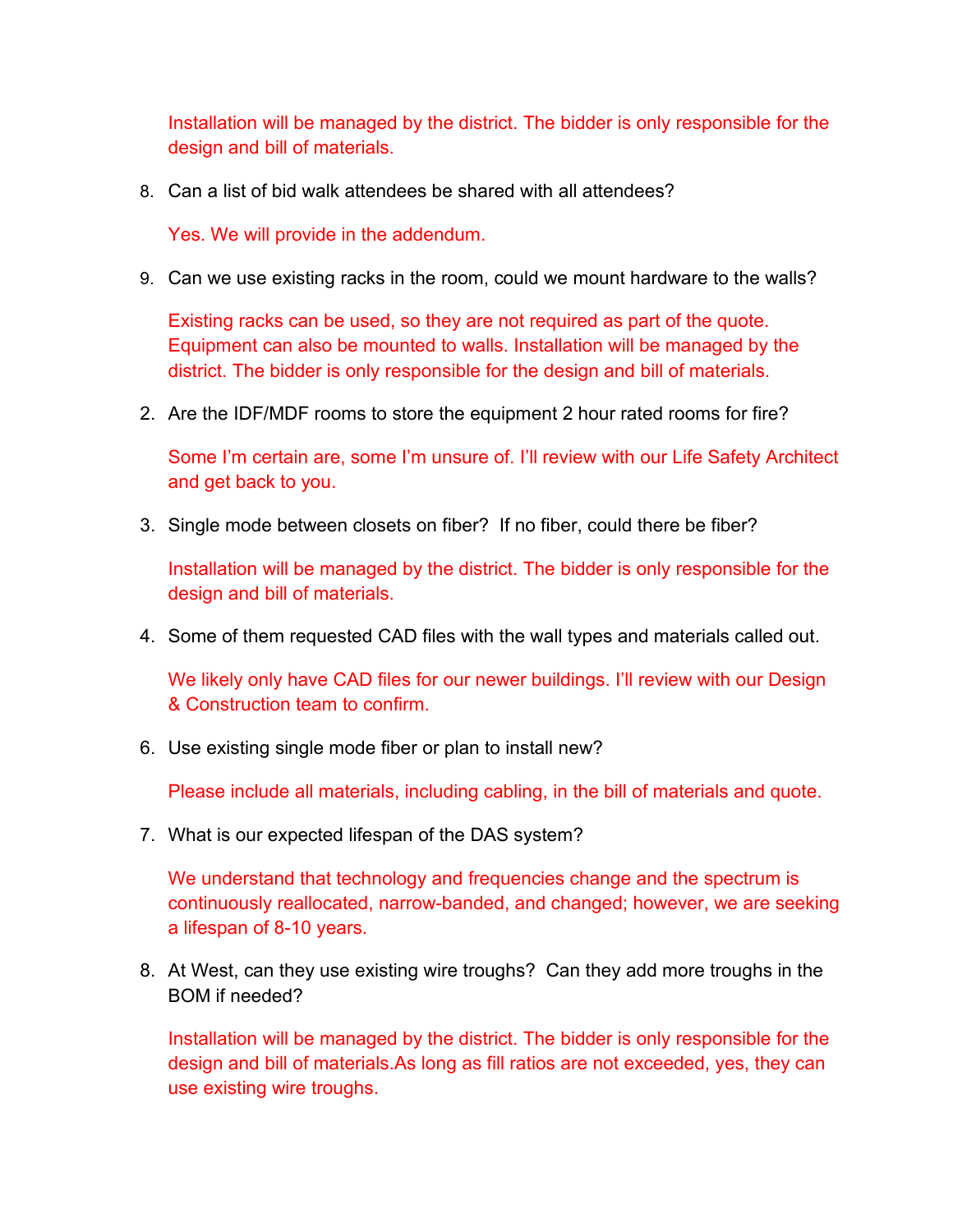Installation will be managed by the district. The bidder is only responsible for the design and bill of materials.

8. Can a list of bid walk attendees be shared with all attendees?

   Yes. We will provide in the addendum.

9. Can we use existing racks in the room, could we mount hardware to the walls?

   Existing racks can be used, so they are not required as part of the quote. Equipment can also be mounted to walls. Installation will be managed by the district. The bidder is only responsible for the design and bill of materials.

2. Are the IDF/MDF rooms to store the equipment 2 hour rated rooms for fire?

   Some I'm certain are, some I'm unsure of. I'll review with our Life Safety Architect and get back to you.

3. Single mode between closets on fiber? If no fiber, could there be fiber?

   Installation will be managed by the district. The bidder is only responsible for the design and bill of materials.

4. Some of them requested CAD files with the wall types and materials called out.

   We likely only have CAD files for our newer buildings. I'll review with our Design & Construction team to confirm.

6. Use existing single mode fiber or plan to install new?

   Please include all materials, including cabling, in the bill of materials and quote.

7. What is our expected lifespan of the DAS system?

   We understand that technology and frequencies change and the spectrum is continuously reallocated, narrow-banded, and changed; however, we are seeking a lifespan of 8-10 years.

8. At West, can they use existing wire troughs? Can they add more troughs in the BOM if needed?

   Installation will be managed by the district. The bidder is only responsible for the design and bill of materials.As long as fill ratios are not exceeded, yes, they can use existing wire troughs.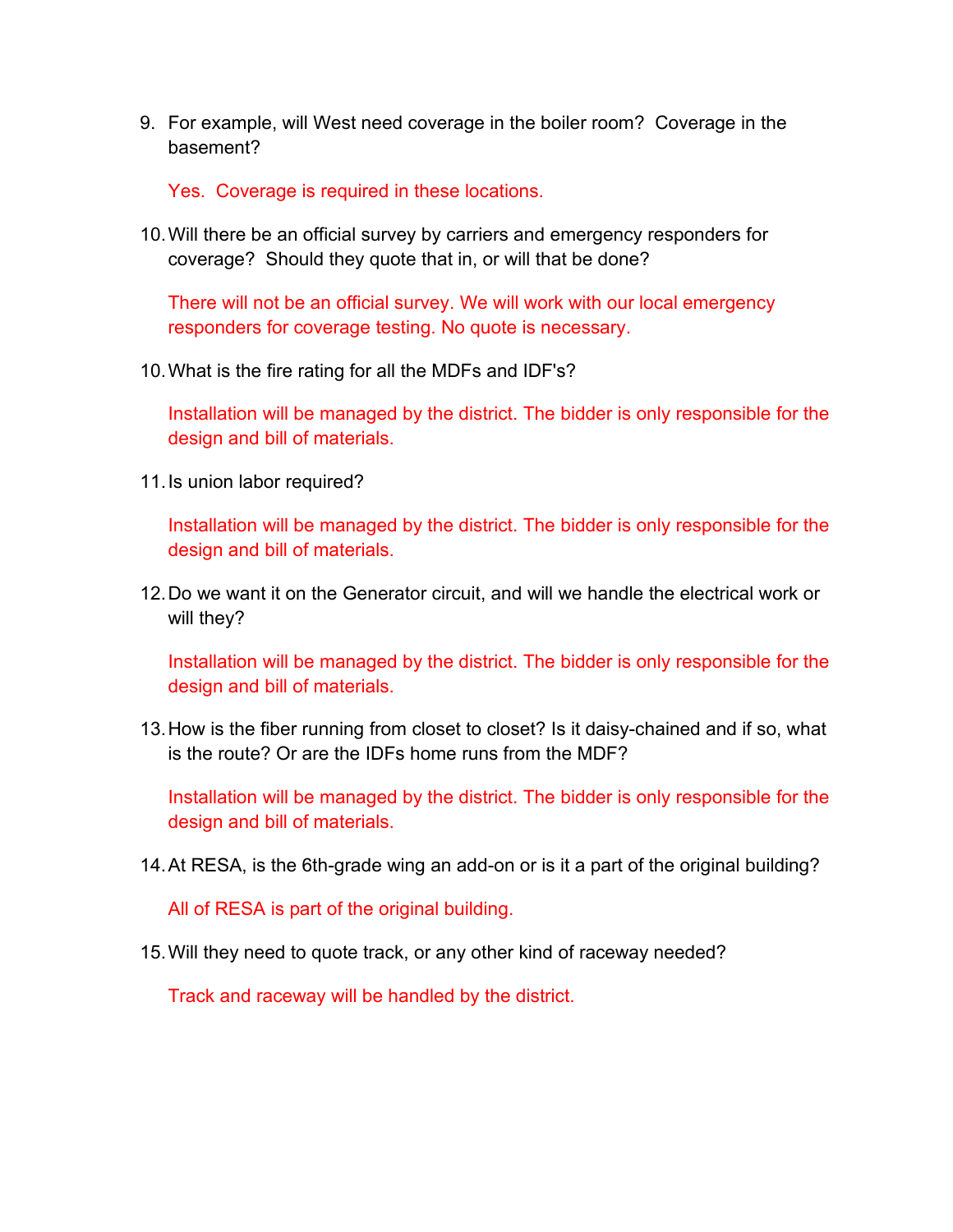9. For example, will West need coverage in the boiler room? Coverage in the basement?

   Yes. Coverage is required in these locations.

10. Will there be an official survey by carriers and emergency responders for coverage? Should they quote that in, or will that be done?

    There will not be an official survey. We will work with our local emergency responders for coverage testing. No quote is necessary.

10. What is the fire rating for all the MDFs and IDF's?

    Installation will be managed by the district. The bidder is only responsible for the design and bill of materials.

11. Is union labor required?

    Installation will be managed by the district. The bidder is only responsible for the design and bill of materials.

12. Do we want it on the Generator circuit, and will we handle the electrical work or will they?

    Installation will be managed by the district. The bidder is only responsible for the design and bill of materials.

13. How is the fiber running from closet to closet? Is it daisy-chained and if so, what is the route? Or are the IDFs home runs from the MDF?

    Installation will be managed by the district. The bidder is only responsible for the design and bill of materials.

14. At RESA, is the 6th-grade wing an add-on or is it a part of the original building?

    All of RESA is part of the original building.

15. Will they need to quote track, or any other kind of raceway needed?

    Track and raceway will be handled by the district.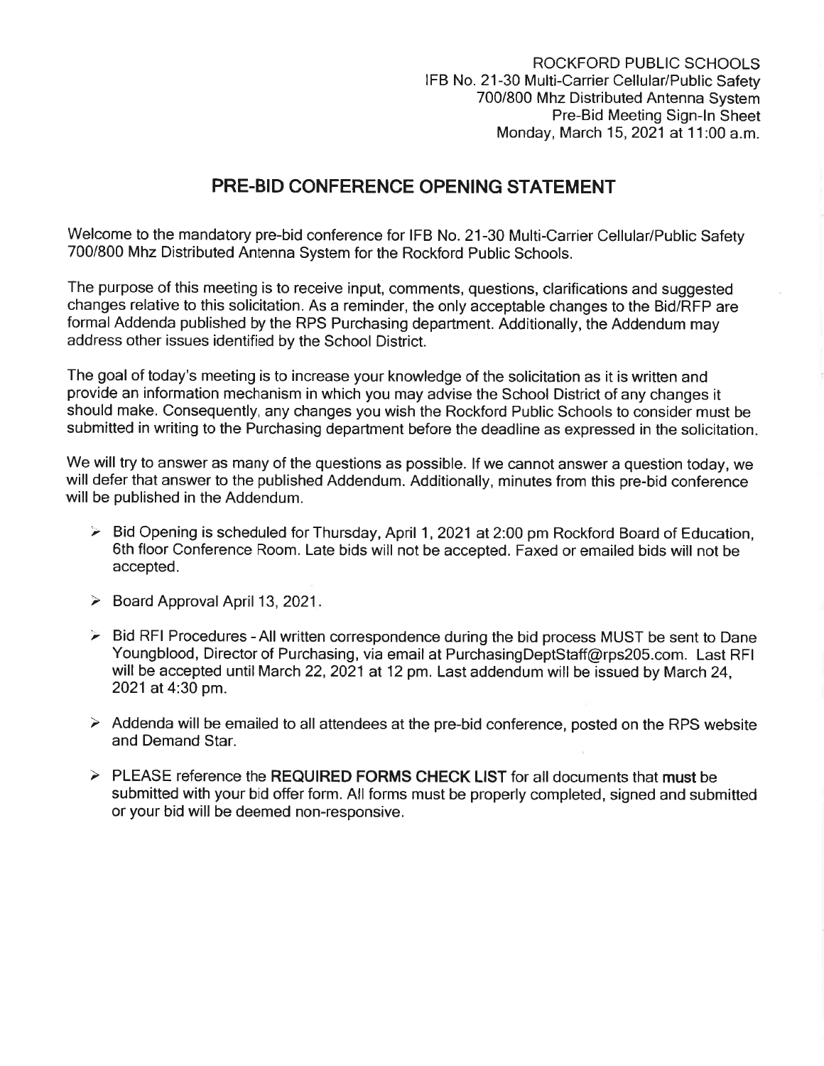ROCKFORD PUBLIC SCHOOLS
IFB No. 21-30 Multi-Carrier Cellular/Public Safety
700/800 Mhz Distributed Antenna System
Pre-Bid Meeting Sign-In Sheet
Monday, March 15, 2021 at 11:00 a.m.

## PRE-BID CONFERENCE OPENING STATEMENT

Welcome to the mandatory pre-bid conference for IFB No. 21-30 Multi-Carrier Cellular/Public Safety 700/800 Mhz Distributed Antenna System for the Rockford Public Schools.

The purpose of this meeting is to receive input, comments, questions, clarifications and suggested changes relative to this solicitation. As a reminder, the only acceptable changes to the Bid/RFP are formal Addenda published by the RPS Purchasing department. Additionally, the Addendum may address other issues identified by the School District.

The goal of today's meeting is to increase your knowledge of the solicitation as it is written and provide an information mechanism in which you may advise the School District of any changes it should make. Consequently, any changes you wish the Rockford Public Schools to consider must be submitted in writing to the Purchasing department before the deadline as expressed in the solicitation.

We will try to answer as many of the questions as possible. If we cannot answer a question today, we will defer that answer to the published Addendum. Additionally, minutes from this pre-bid conference will be published in the Addendum.

- Bid Opening is scheduled for Thursday, April 1, 2021 at 2:00 pm Rockford Board of Education, 6th floor Conference Room. Late bids will not be accepted. Faxed or emailed bids will not be accepted.
- Board Approval April 13, 2021.
- Bid RFI Procedures - All written correspondence during the bid process MUST be sent to Dane Youngblood, Director of Purchasing, via email at PurchasingDeptStaff@rps205.com. Last RFI will be accepted until March 22, 2021 at 12 pm. Last addendum will be issued by March 24, 2021 at 4:30 pm.
- Addenda will be emailed to all attendees at the pre-bid conference, posted on the RPS website and Demand Star.
- PLEASE reference the **REQUIRED FORMS CHECK LIST** for all documents that **must** be submitted with your bid offer form. All forms must be properly completed, signed and submitted or your bid will be deemed non-responsive.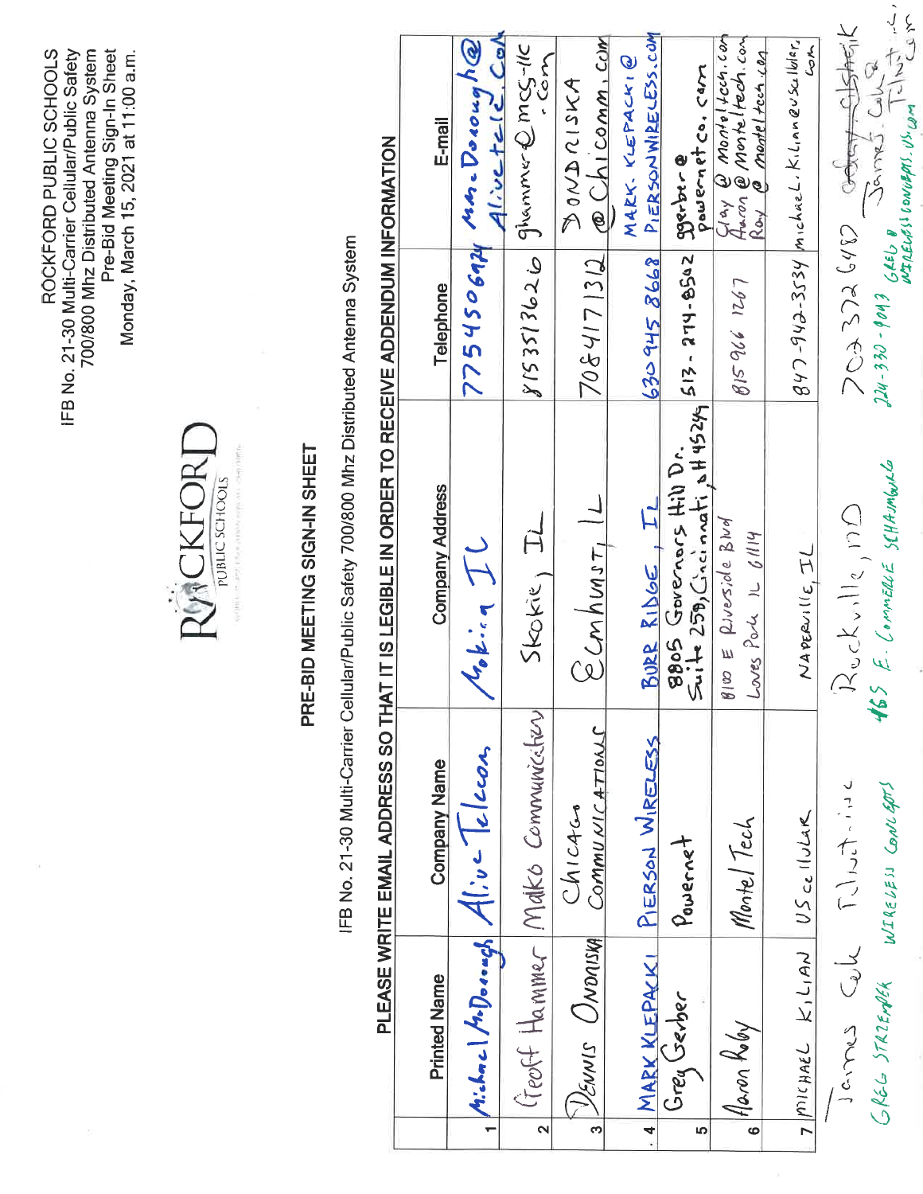ROCKFORD PUBLIC SCHOOLS
IFB No. 21-30 Multi-Carrier Cellular/Public Safety
700/800 Mhz Distributed Antenna System
Pre-Bid Meeting Sign-In Sheet
Monday, March 15, 2021 at 11:00 a.m.

ROCKFORD PUBLIC SCHOOLS

# PRE-BID MEETING SIGN-IN SHEET

IFB No. 21-30 Multi-Carrier Cellular/Public Safety 700/800 Mhz Distributed Antenna System

**PLEASE WRITE EMAIL ADDRESS SO THAT IT IS LEGIBLE IN ORDER TO RECEIVE ADDENDUM INFORMATION**

| | Printed Name | Company Name | Company Address | Telephone | E-mail |
|---|---|---|---|---|---|
| 1 | Michael McDonough | Alive Telecom | Mokina IL | 7754506924 | Mike.Donough@Alive-tele.Com |
| 2 | Geoff Hammer | Mako Communications | Skokie, IL | 8153513620 | ghammer@mcs-llc.com |
| 3 | DENNIS ONDRISKA | Chicago COMMUNICATIONS | Elmhurst, IL | 7084171312 | DONDRISKA@Chicomm.com |
| 4 | MARK KLEPACKI | PIERSON WIRELESS | BURR RIDGE, IL | 630 945 8668 | MARK.KLEPACKI@PIERSONWIRELESS.COM |
| 5 | Greg Gerber | Powernet | 8805 Governors Hill Dr. Suite 250, Cincinnati, OH 45249 | 513-274-8502 | ggerber@powernetco.com |
| 6 | Aaron Roby | Montel Tech | 8100 E Riverside Blvd Loves Park IL 61119 | 815 966 1267 | Clay@Montel tech.com Aaron@Montel tech.com Roy@Montel tech.com |
| 7 | MICHAEL KILIAN | US cellular | NAPERVILLE, IL | 847-942-3534 | michael.kilian@uscellular.com |
| | James Cole | Telintel, inc | Rockville, MD | 703 372 6487 | James.Cole@Telintel.com |
| | GREG STRZELECEK | WIRELESS CONCEPTS | 465 E. COMMERCE SCHAUMBURG | 224-330-9093 | GREG@WIRELESSCONCEPTS.US.COM |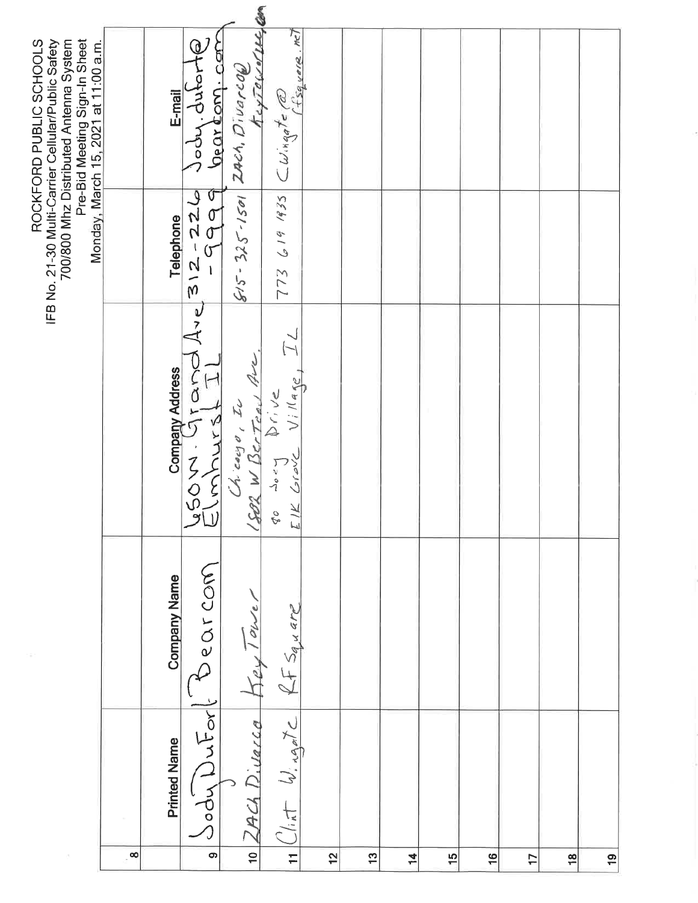# ROCKFORD PUBLIC SCHOOLS

IFB No. 21-30 Multi-Carrier Cellular/Public Safety
700/800 Mhz Distributed Antenna System
Pre-Bid Meeting Sign-In Sheet
Monday, March 15, 2021 at 11:00 a.m.

| | Printed Name | Company Name | Company Address | Telephone | E-mail |
|---|---|---|---|---|---|
| 8 | | | | | |
| 9 | Jody DuFort | Bearcom | 650 W. Grand Ave Elmhurst IL | 312-226-9999 | Jody.dufort@bearcom.com |
| 10 | ZACH Divarco | Key Tower | Chicago, IL 1502 W Berteau Ave. | 815-325-1501 | ZACH.Divarco@KeyTowerLLC.com |
| 11 | Clint Wingate | RF Square | 80 Joey Drive Elk Grove Village, IL | 773 619 1935 | CWingate@RFsquare.net |
| 12 | | | | | |
| 13 | | | | | |
| 14 | | | | | |
| 15 | | | | | |
| 16 | | | | | |
| 17 | | | | | |
| 18 | | | | | |
| 19 | | | | | |